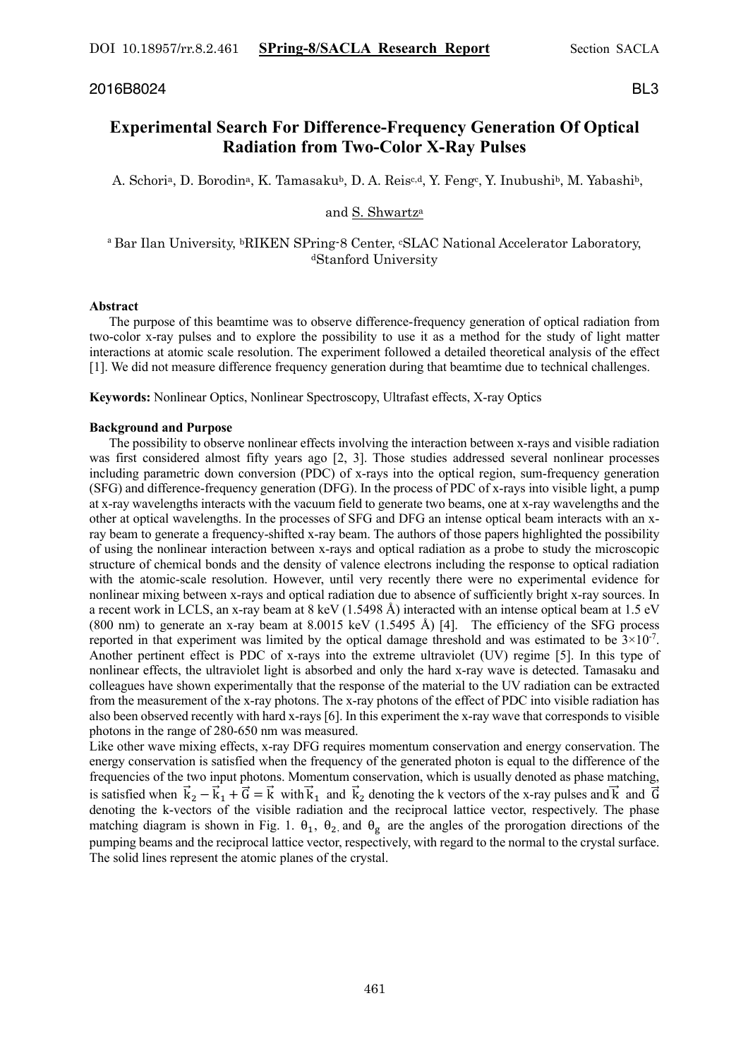2016B8024 BL3

# Experimental Search For Difference-Frequency Generation Of Optical Radiation from Two-Color X-Ray Pulses

A. Schori[a], D. Borodin[a], K. Tamasaku[b], D. A. Reis[c,d], Y. Feng[c], Y. Inubushi[b], M. Yabashi[b],

and S. Shwartz[a]

[a] Bar Ilan University, [b]RIKEN SPring-8 Center, [c]SLAC National Accelerator Laboratory, [d]Stanford University

### Abstract

The purpose of this beamtime was to observe difference-frequency generation of optical radiation from two-color x-ray pulses and to explore the possibility to use it as a method for the study of light matter interactions at atomic scale resolution. The experiment followed a detailed theoretical analysis of the effect [1]. We did not measure difference frequency generation during that beamtime due to technical challenges.

**Keywords:** Nonlinear Optics, Nonlinear Spectroscopy, Ultrafast effects, X-ray Optics

### Background and Purpose

The possibility to observe nonlinear effects involving the interaction between x-rays and visible radiation was first considered almost fifty years ago [2, 3]. Those studies addressed several nonlinear processes including parametric down conversion (PDC) of x-rays into the optical region, sum-frequency generation (SFG) and difference-frequency generation (DFG). In the process of PDC of x-rays into visible light, a pump at x-ray wavelengths interacts with the vacuum field to generate two beams, one at x-ray wavelengths and the other at optical wavelengths. In the processes of SFG and DFG an intense optical beam interacts with an x-ray beam to generate a frequency-shifted x-ray beam. The authors of those papers highlighted the possibility of using the nonlinear interaction between x-rays and optical radiation as a probe to study the microscopic structure of chemical bonds and the density of valence electrons including the response to optical radiation with the atomic-scale resolution. However, until very recently there were no experimental evidence for nonlinear mixing between x-rays and optical radiation due to absence of sufficiently bright x-ray sources. In a recent work in LCLS, an x-ray beam at 8 keV (1.5498 Å) interacted with an intense optical beam at 1.5 eV (800 nm) to generate an x-ray beam at 8.0015 keV (1.5495 Å) [4]. The efficiency of the SFG process reported in that experiment was limited by the optical damage threshold and was estimated to be $3\times10^{-7}$. Another pertinent effect is PDC of x-rays into the extreme ultraviolet (UV) regime [5]. In this type of nonlinear effects, the ultraviolet light is absorbed and only the hard x-ray wave is detected. Tamasaku and colleagues have shown experimentally that the response of the material to the UV radiation can be extracted from the measurement of the x-ray photons. The x-ray photons of the effect of PDC into visible radiation has also been observed recently with hard x-rays [6]. In this experiment the x-ray wave that corresponds to visible photons in the range of 280-650 nm was measured.

Like other wave mixing effects, x-ray DFG requires momentum conservation and energy conservation. The energy conservation is satisfied when the frequency of the generated photon is equal to the difference of the frequencies of the two input photons. Momentum conservation, which is usually denoted as phase matching, is satisfied when $\vec{k}_2 - \vec{k}_1 + \vec{G} = \vec{k}$ with $\vec{k}_1$ and $\vec{k}_2$ denoting the k vectors of the x-ray pulses and $\vec{k}$ and $\vec{G}$ denoting the k-vectors of the visible radiation and the reciprocal lattice vector, respectively. The phase matching diagram is shown in Fig. 1. $\theta_1$, $\theta_2$, and $\theta_g$ are the angles of the prorogation directions of the pumping beams and the reciprocal lattice vector, respectively, with regard to the normal to the crystal surface. The solid lines represent the atomic planes of the crystal.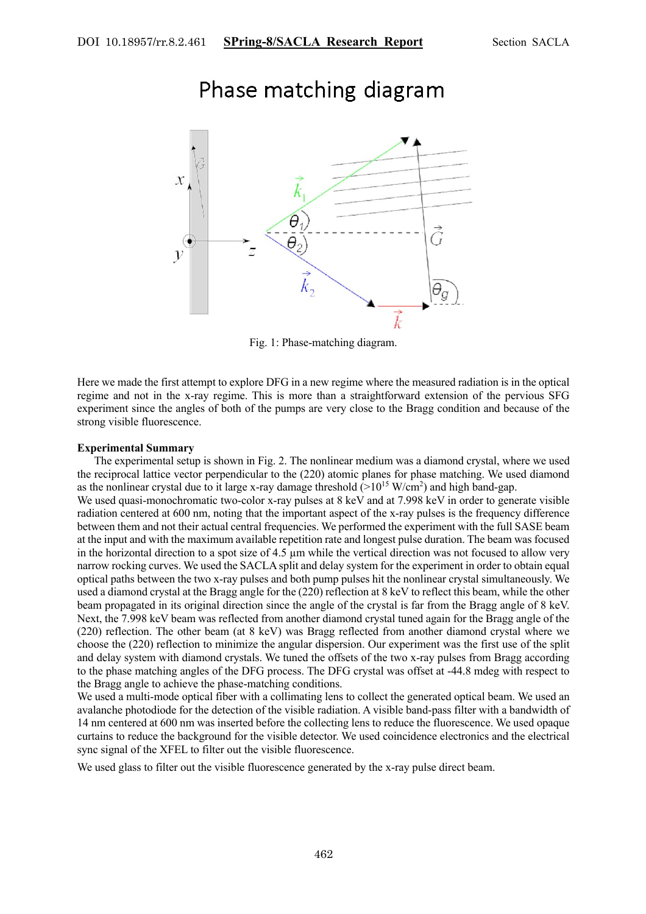Phase matching diagram

Fig. 1: Phase-matching diagram.

Here we made the first attempt to explore DFG in a new regime where the measured radiation is in the optical regime and not in the x-ray regime. This is more than a straightforward extension of the pervious SFG experiment since the angles of both of the pumps are very close to the Bragg condition and because of the strong visible fluorescence.

**Experimental Summary**

The experimental setup is shown in Fig. 2. The nonlinear medium was a diamond crystal, where we used the reciprocal lattice vector perpendicular to the (220) atomic planes for phase matching. We used diamond as the nonlinear crystal due to it large x-ray damage threshold (>$10^{15}$ W/cm$^2$) and high band-gap.

We used quasi-monochromatic two-color x-ray pulses at 8 keV and at 7.998 keV in order to generate visible radiation centered at 600 nm, noting that the important aspect of the x-ray pulses is the frequency difference between them and not their actual central frequencies. We performed the experiment with the full SASE beam at the input and with the maximum available repetition rate and longest pulse duration. The beam was focused in the horizontal direction to a spot size of 4.5 μm while the vertical direction was not focused to allow very narrow rocking curves. We used the SACLA split and delay system for the experiment in order to obtain equal optical paths between the two x-ray pulses and both pump pulses hit the nonlinear crystal simultaneously. We used a diamond crystal at the Bragg angle for the (220) reflection at 8 keV to reflect this beam, while the other beam propagated in its original direction since the angle of the crystal is far from the Bragg angle of 8 keV. Next, the 7.998 keV beam was reflected from another diamond crystal tuned again for the Bragg angle of the (220) reflection. The other beam (at 8 keV) was Bragg reflected from another diamond crystal where we choose the (220) reflection to minimize the angular dispersion. Our experiment was the first use of the split and delay system with diamond crystals. We tuned the offsets of the two x-ray pulses from Bragg according to the phase matching angles of the DFG process. The DFG crystal was offset at -44.8 mdeg with respect to the Bragg angle to achieve the phase-matching conditions.

We used a multi-mode optical fiber with a collimating lens to collect the generated optical beam. We used an avalanche photodiode for the detection of the visible radiation. A visible band-pass filter with a bandwidth of 14 nm centered at 600 nm was inserted before the collecting lens to reduce the fluorescence. We used opaque curtains to reduce the background for the visible detector. We used coincidence electronics and the electrical sync signal of the XFEL to filter out the visible fluorescence.

We used glass to filter out the visible fluorescence generated by the x-ray pulse direct beam.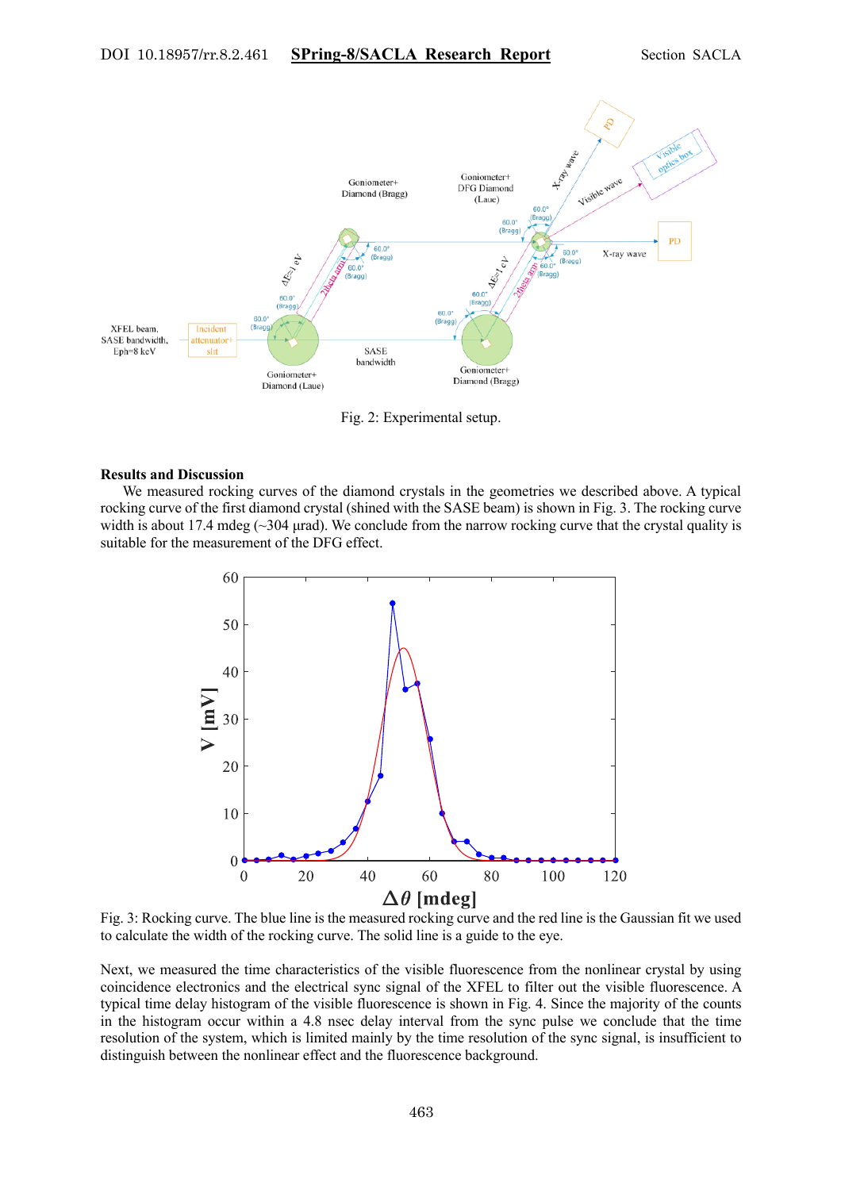Fig. 2: Experimental setup.

**Results and Discussion**

We measured rocking curves of the diamond crystals in the geometries we described above. A typical rocking curve of the first diamond crystal (shined with the SASE beam) is shown in Fig. 3. The rocking curve width is about 17.4 mdeg (~304 μrad). We conclude from the narrow rocking curve that the crystal quality is suitable for the measurement of the DFG effect.

Fig. 3: Rocking curve. The blue line is the measured rocking curve and the red line is the Gaussian fit we used to calculate the width of the rocking curve. The solid line is a guide to the eye.

Next, we measured the time characteristics of the visible fluorescence from the nonlinear crystal by using coincidence electronics and the electrical sync signal of the XFEL to filter out the visible fluorescence. A typical time delay histogram of the visible fluorescence is shown in Fig. 4. Since the majority of the counts in the histogram occur within a 4.8 nsec delay interval from the sync pulse we conclude that the time resolution of the system, which is limited mainly by the time resolution of the sync signal, is insufficient to distinguish between the nonlinear effect and the fluorescence background.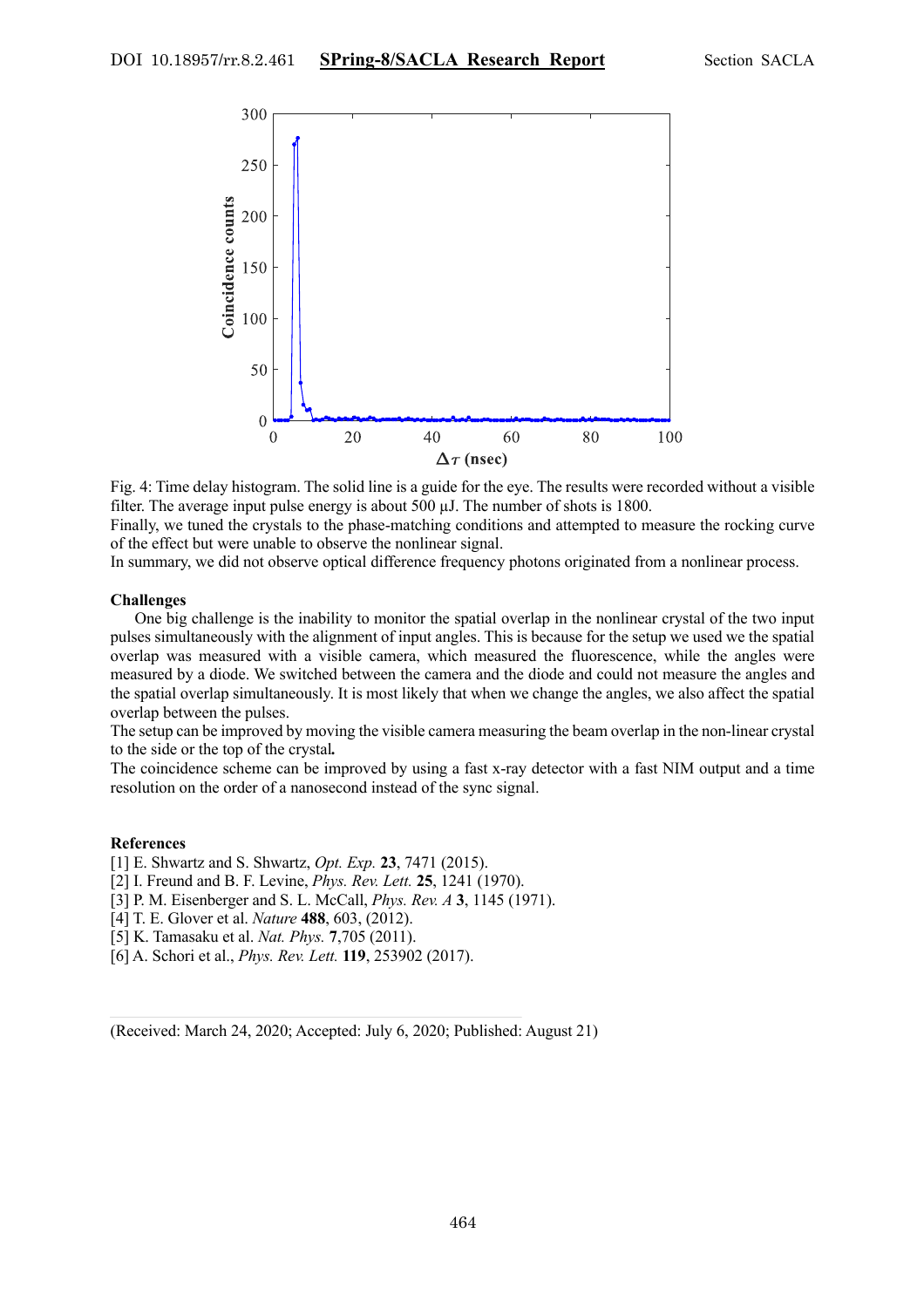300
250
200
150
100
50
0
Coincidence counts
0
20
40
60
80
100
$\Delta\tau$ (nsec)

Fig. 4: Time delay histogram. The solid line is a guide for the eye. The results were recorded without a visible filter. The average input pulse energy is about 500 μJ. The number of shots is 1800.

Finally, we tuned the crystals to the phase-matching conditions and attempted to measure the rocking curve of the effect but were unable to observe the nonlinear signal.

In summary, we did not observe optical difference frequency photons originated from a nonlinear process.

## Challenges

One big challenge is the inability to monitor the spatial overlap in the nonlinear crystal of the two input pulses simultaneously with the alignment of input angles. This is because for the setup we used we the spatial overlap was measured with a visible camera, which measured the fluorescence, while the angles were measured by a diode. We switched between the camera and the diode and could not measure the angles and the spatial overlap simultaneously. It is most likely that when we change the angles, we also affect the spatial overlap between the pulses.

The setup can be improved by moving the visible camera measuring the beam overlap in the non-linear crystal to the side or the top of the crystal**.**

The coincidence scheme can be improved by using a fast x-ray detector with a fast NIM output and a time resolution on the order of a nanosecond instead of the sync signal.

## References

[1] E. Shwartz and S. Shwartz, *Opt. Exp.* **23**, 7471 (2015).
[2] I. Freund and B. F. Levine, *Phys. Rev. Lett.* **25**, 1241 (1970).
[3] P. M. Eisenberger and S. L. McCall, *Phys. Rev. A* **3**, 1145 (1971).
[4] T. E. Glover et al. *Nature* **488**, 603, (2012).
[5] K. Tamasaku et al. *Nat. Phys.* **7**,705 (2011).
[6] A. Schori et al., *Phys. Rev. Lett.* **119**, 253902 (2017).

(Received: March 24, 2020; Accepted: July 6, 2020; Published: August 21)